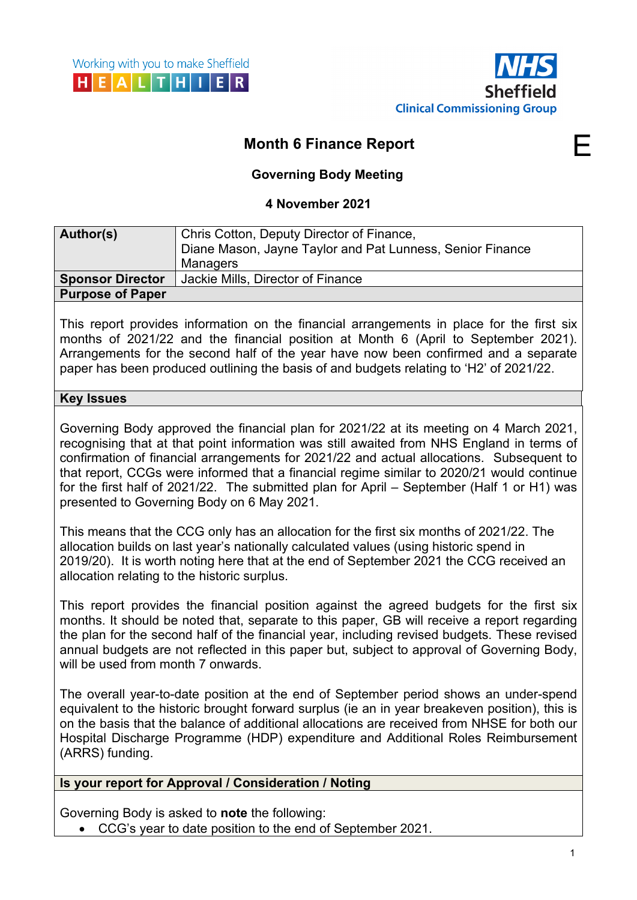Working with you to make Sheffield HEALTHIER

NHS Sheffield Clinical Commissioning Group

E

# Month 6 Finance Report

**Governing Body Meeting**

**4 November 2021**

| **Author(s)** | Chris Cotton, Deputy Director of Finance, Diane Mason, Jayne Taylor and Pat Lunness, Senior Finance Managers |
|---|---|
| **Sponsor Director** | Jackie Mills, Director of Finance |

**Purpose of Paper**

This report provides information on the financial arrangements in place for the first six months of 2021/22 and the financial position at Month 6 (April to September 2021). Arrangements for the second half of the year have now been confirmed and a separate paper has been produced outlining the basis of and budgets relating to 'H2' of 2021/22.

**Key Issues**

Governing Body approved the financial plan for 2021/22 at its meeting on 4 March 2021, recognising that at that point information was still awaited from NHS England in terms of confirmation of financial arrangements for 2021/22 and actual allocations. Subsequent to that report, CCGs were informed that a financial regime similar to 2020/21 would continue for the first half of 2021/22. The submitted plan for April – September (Half 1 or H1) was presented to Governing Body on 6 May 2021.

This means that the CCG only has an allocation for the first six months of 2021/22. The allocation builds on last year's nationally calculated values (using historic spend in 2019/20). It is worth noting here that at the end of September 2021 the CCG received an allocation relating to the historic surplus.

This report provides the financial position against the agreed budgets for the first six months. It should be noted that, separate to this paper, GB will receive a report regarding the plan for the second half of the financial year, including revised budgets. These revised annual budgets are not reflected in this paper but, subject to approval of Governing Body, will be used from month 7 onwards.

The overall year-to-date position at the end of September period shows an under-spend equivalent to the historic brought forward surplus (ie an in year breakeven position), this is on the basis that the balance of additional allocations are received from NHSE for both our Hospital Discharge Programme (HDP) expenditure and Additional Roles Reimbursement (ARRS) funding.

**Is your report for Approval / Consideration / Noting**

Governing Body is asked to **note** the following:

- CCG's year to date position to the end of September 2021.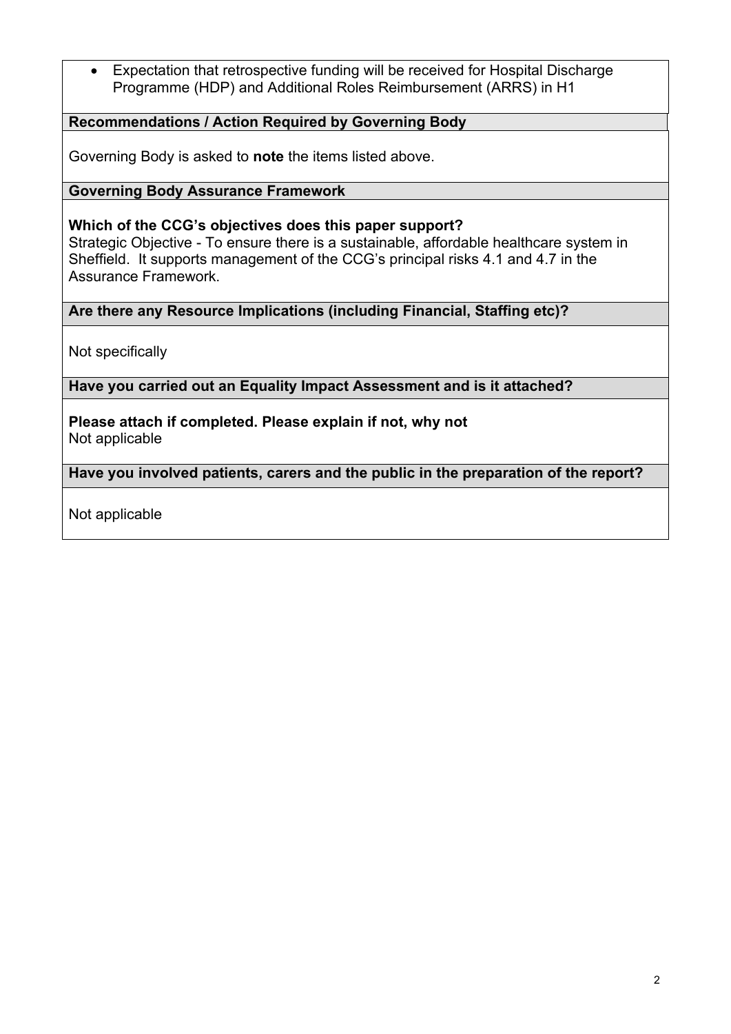- Expectation that retrospective funding will be received for Hospital Discharge Programme (HDP) and Additional Roles Reimbursement (ARRS) in H1

**Recommendations / Action Required by Governing Body**

Governing Body is asked to **note** the items listed above.

**Governing Body Assurance Framework**

**Which of the CCG's objectives does this paper support?**

Strategic Objective - To ensure there is a sustainable, affordable healthcare system in Sheffield. It supports management of the CCG's principal risks 4.1 and 4.7 in the Assurance Framework.

**Are there any Resource Implications (including Financial, Staffing etc)?**

Not specifically

**Have you carried out an Equality Impact Assessment and is it attached?**

**Please attach if completed. Please explain if not, why not**

Not applicable

**Have you involved patients, carers and the public in the preparation of the report?**

Not applicable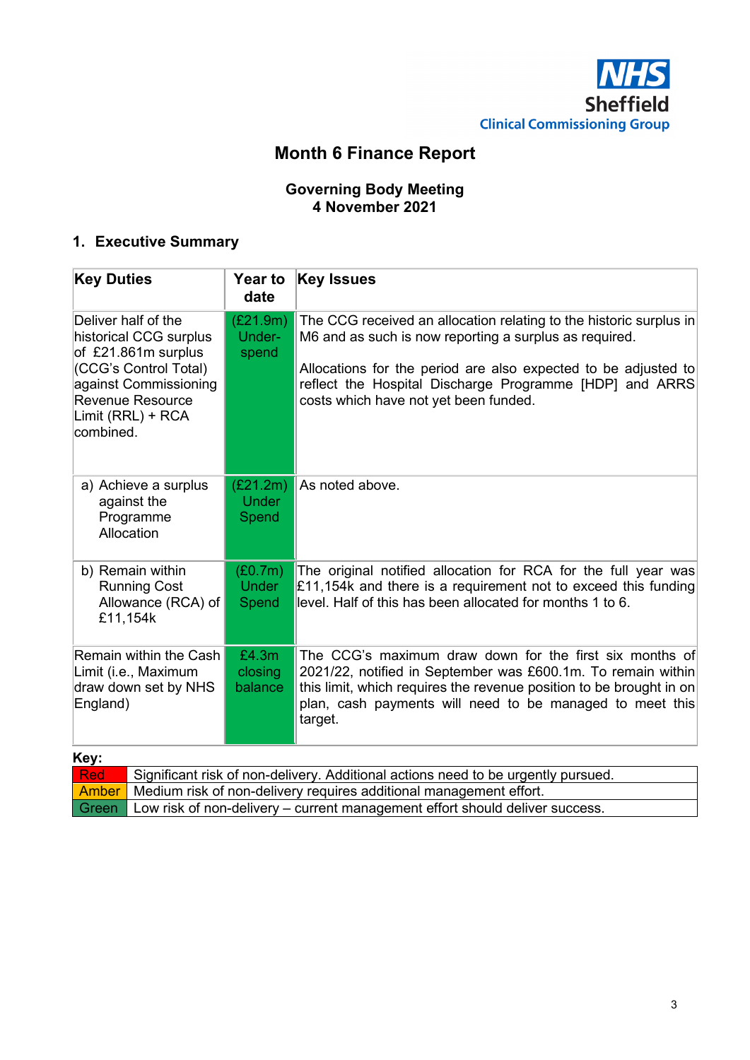NHS Sheffield Clinical Commissioning Group

# Month 6 Finance Report

**Governing Body Meeting**
**4 November 2021**

## 1. Executive Summary

| Key Duties | Year to date | Key Issues |
|---|---|---|
| Deliver half of the historical CCG surplus of £21.861m surplus (CCG's Control Total) against Commissioning Revenue Resource Limit (RRL) + RCA combined. | (£21.9m) Under-spend | The CCG received an allocation relating to the historic surplus in M6 and as such is now reporting a surplus as required.<br><br>Allocations for the period are also expected to be adjusted to reflect the Hospital Discharge Programme [HDP] and ARRS costs which have not yet been funded. |
| a) Achieve a surplus against the Programme Allocation | (£21.2m) Under Spend | As noted above. |
| b) Remain within Running Cost Allowance (RCA) of £11,154k | (£0.7m) Under Spend | The original notified allocation for RCA for the full year was £11,154k and there is a requirement not to exceed this funding level. Half of this has been allocated for months 1 to 6. |
| Remain within the Cash Limit (i.e., Maximum draw down set by NHS England) | £4.3m closing balance | The CCG's maximum draw down for the first six months of 2021/22, notified in September was £600.1m. To remain within this limit, which requires the revenue position to be brought in on plan, cash payments will need to be managed to meet this target. |

**Key:**

| | |
|---|---|
| Red | Significant risk of non-delivery. Additional actions need to be urgently pursued. |
| Amber | Medium risk of non-delivery requires additional management effort. |
| Green | Low risk of non-delivery – current management effort should deliver success. |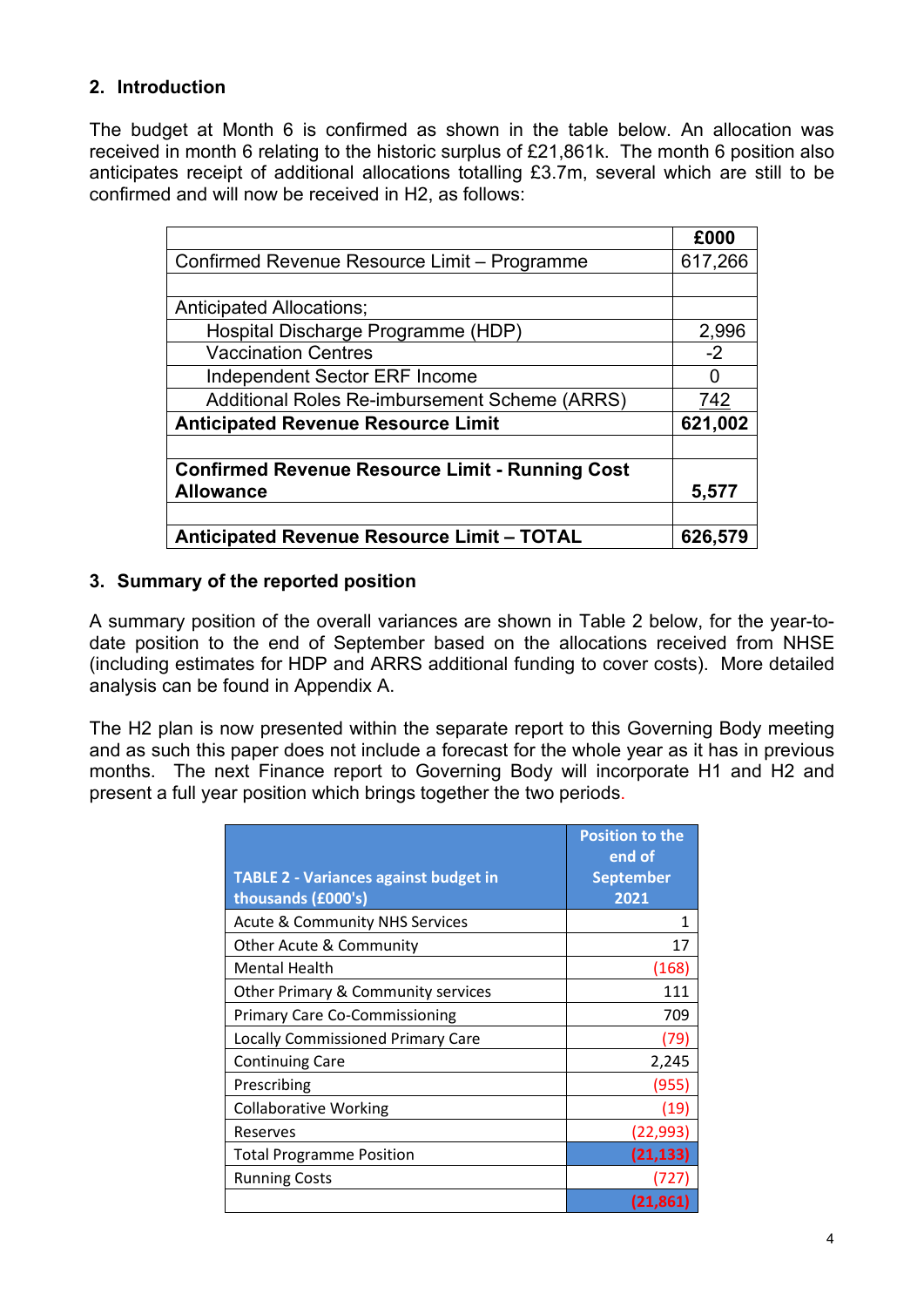## 2. Introduction

The budget at Month 6 is confirmed as shown in the table below. An allocation was received in month 6 relating to the historic surplus of £21,861k. The month 6 position also anticipates receipt of additional allocations totalling £3.7m, several which are still to be confirmed and will now be received in H2, as follows:

| | £000 |
|---|---|
| Confirmed Revenue Resource Limit – Programme | 617,266 |
| | |
| Anticipated Allocations; | |
| Hospital Discharge Programme (HDP) | 2,996 |
| Vaccination Centres | -2 |
| Independent Sector ERF Income | 0 |
| Additional Roles Re-imbursement Scheme (ARRS) | 742 |
| **Anticipated Revenue Resource Limit** | **621,002** |
| | |
| **Confirmed Revenue Resource Limit - Running Cost Allowance** | **5,577** |
| | |
| **Anticipated Revenue Resource Limit – TOTAL** | **626,579** |

## 3. Summary of the reported position

A summary position of the overall variances are shown in Table 2 below, for the year-to-date position to the end of September based on the allocations received from NHSE (including estimates for HDP and ARRS additional funding to cover costs). More detailed analysis can be found in Appendix A.

The H2 plan is now presented within the separate report to this Governing Body meeting and as such this paper does not include a forecast for the whole year as it has in previous months. The next Finance report to Governing Body will incorporate H1 and H2 and present a full year position which brings together the two periods.

| TABLE 2 - Variances against budget in thousands (£000's) | Position to the end of September 2021 |
|---|---|
| Acute & Community NHS Services | 1 |
| Other Acute & Community | 17 |
| Mental Health | (168) |
| Other Primary & Community services | 111 |
| Primary Care Co-Commissioning | 709 |
| Locally Commissioned Primary Care | (79) |
| Continuing Care | 2,245 |
| Prescribing | (955) |
| Collaborative Working | (19) |
| Reserves | (22,993) |
| Total Programme Position | **(21,133)** |
| Running Costs | (727) |
| | **(21,861)** |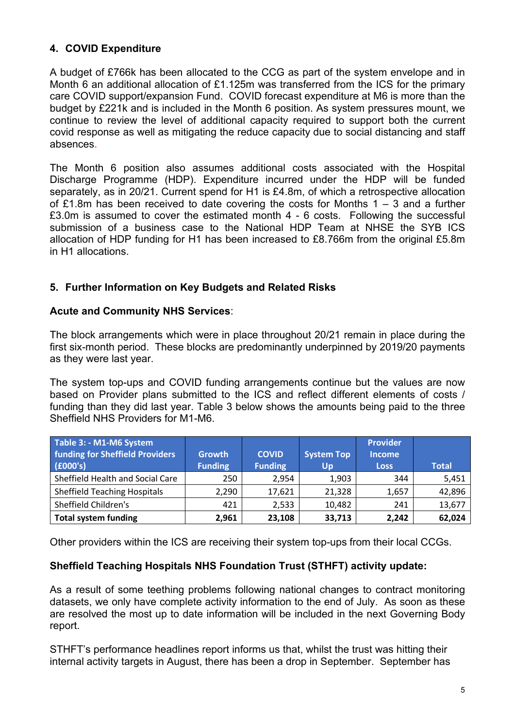## 4. COVID Expenditure

A budget of £766k has been allocated to the CCG as part of the system envelope and in Month 6 an additional allocation of £1.125m was transferred from the ICS for the primary care COVID support/expansion Fund. COVID forecast expenditure at M6 is more than the budget by £221k and is included in the Month 6 position. As system pressures mount, we continue to review the level of additional capacity required to support both the current covid response as well as mitigating the reduce capacity due to social distancing and staff absences.

The Month 6 position also assumes additional costs associated with the Hospital Discharge Programme (HDP). Expenditure incurred under the HDP will be funded separately, as in 20/21. Current spend for H1 is £4.8m, of which a retrospective allocation of £1.8m has been received to date covering the costs for Months 1 – 3 and a further £3.0m is assumed to cover the estimated month 4 - 6 costs. Following the successful submission of a business case to the National HDP Team at NHSE the SYB ICS allocation of HDP funding for H1 has been increased to £8.766m from the original £5.8m in H1 allocations.

## 5. Further Information on Key Budgets and Related Risks

**Acute and Community NHS Services**:

The block arrangements which were in place throughout 20/21 remain in place during the first six-month period. These blocks are predominantly underpinned by 2019/20 payments as they were last year.

The system top-ups and COVID funding arrangements continue but the values are now based on Provider plans submitted to the ICS and reflect different elements of costs / funding than they did last year. Table 3 below shows the amounts being paid to the three Sheffield NHS Providers for M1-M6.

| Table 3: - M1-M6 System funding for Sheffield Providers (£000's) | Growth Funding | COVID Funding | System Top Up | Provider Income Loss | Total |
|---|---|---|---|---|---|
| Sheffield Health and Social Care | 250 | 2,954 | 1,903 | 344 | 5,451 |
| Sheffield Teaching Hospitals | 2,290 | 17,621 | 21,328 | 1,657 | 42,896 |
| Sheffield Children's | 421 | 2,533 | 10,482 | 241 | 13,677 |
| **Total system funding** | **2,961** | **23,108** | **33,713** | **2,242** | **62,024** |

Other providers within the ICS are receiving their system top-ups from their local CCGs.

**Sheffield Teaching Hospitals NHS Foundation Trust (STHFT) activity update:**

As a result of some teething problems following national changes to contract monitoring datasets, we only have complete activity information to the end of July. As soon as these are resolved the most up to date information will be included in the next Governing Body report.

STHFT's performance headlines report informs us that, whilst the trust was hitting their internal activity targets in August, there has been a drop in September. September has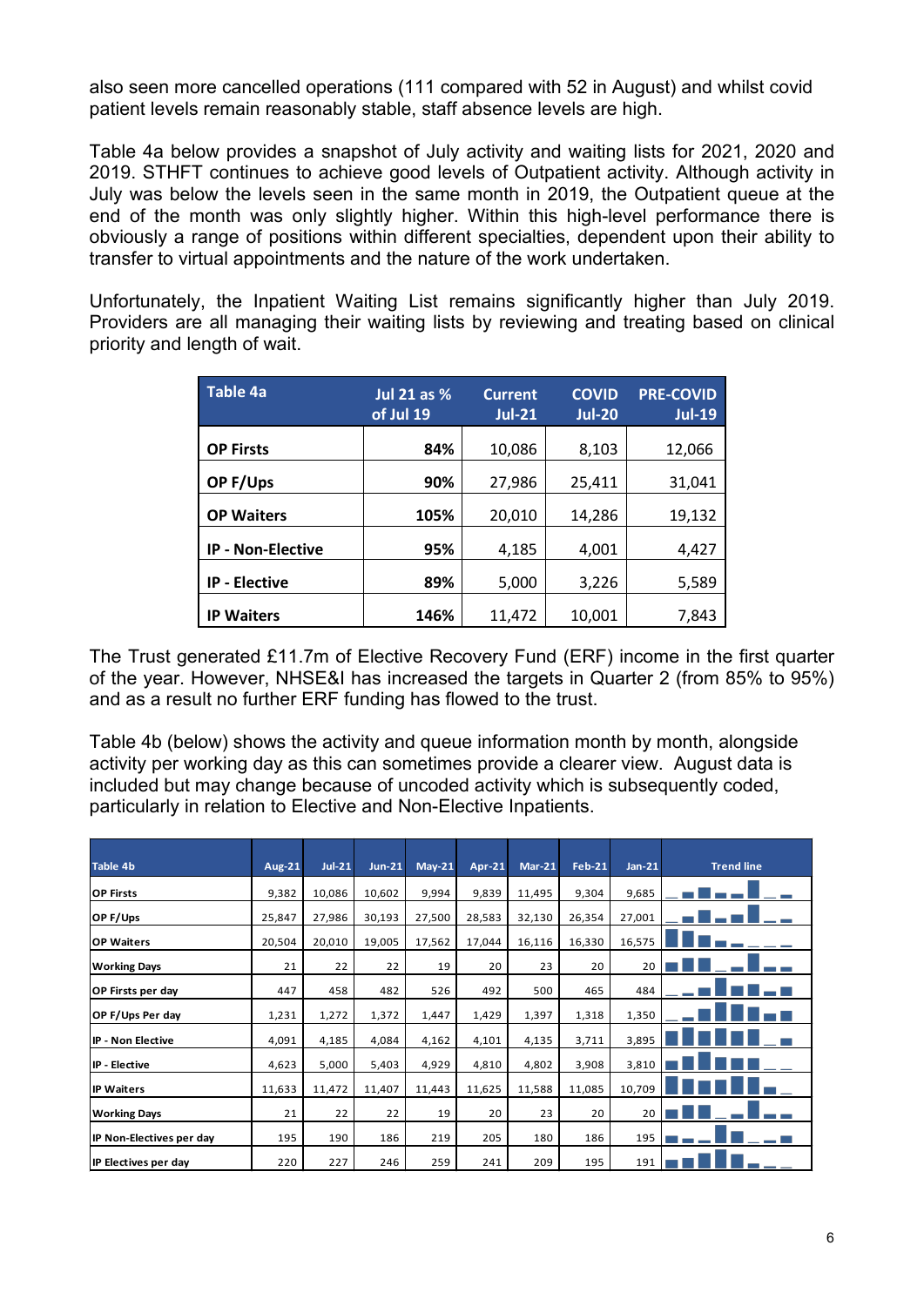also seen more cancelled operations (111 compared with 52 in August) and whilst covid patient levels remain reasonably stable, staff absence levels are high.

Table 4a below provides a snapshot of July activity and waiting lists for 2021, 2020 and 2019. STHFT continues to achieve good levels of Outpatient activity. Although activity in July was below the levels seen in the same month in 2019, the Outpatient queue at the end of the month was only slightly higher. Within this high-level performance there is obviously a range of positions within different specialties, dependent upon their ability to transfer to virtual appointments and the nature of the work undertaken.

Unfortunately, the Inpatient Waiting List remains significantly higher than July 2019. Providers are all managing their waiting lists by reviewing and treating based on clinical priority and length of wait.

| Table 4a | Jul 21 as % of Jul 19 | Current Jul-21 | COVID Jul-20 | PRE-COVID Jul-19 |
|---|---|---|---|---|
| **OP Firsts** | **84%** | 10,086 | 8,103 | 12,066 |
| **OP F/Ups** | **90%** | 27,986 | 25,411 | 31,041 |
| **OP Waiters** | **105%** | 20,010 | 14,286 | 19,132 |
| **IP - Non-Elective** | **95%** | 4,185 | 4,001 | 4,427 |
| **IP - Elective** | **89%** | 5,000 | 3,226 | 5,589 |
| **IP Waiters** | **146%** | 11,472 | 10,001 | 7,843 |

The Trust generated £11.7m of Elective Recovery Fund (ERF) income in the first quarter of the year. However, NHSE&I has increased the targets in Quarter 2 (from 85% to 95%) and as a result no further ERF funding has flowed to the trust.

Table 4b (below) shows the activity and queue information month by month, alongside activity per working day as this can sometimes provide a clearer view. August data is included but may change because of uncoded activity which is subsequently coded, particularly in relation to Elective and Non-Elective Inpatients.

| Table 4b | Aug-21 | Jul-21 | Jun-21 | May-21 | Apr-21 | Mar-21 | Feb-21 | Jan-21 | Trend line |
|---|---|---|---|---|---|---|---|---|---|
| **OP Firsts** | 9,382 | 10,086 | 10,602 | 9,994 | 9,839 | 11,495 | 9,304 | 9,685 | |
| **OP F/Ups** | 25,847 | 27,986 | 30,193 | 27,500 | 28,583 | 32,130 | 26,354 | 27,001 | |
| **OP Waiters** | 20,504 | 20,010 | 19,005 | 17,562 | 17,044 | 16,116 | 16,330 | 16,575 | |
| **Working Days** | 21 | 22 | 22 | 19 | 20 | 23 | 20 | 20 | |
| **OP Firsts per day** | 447 | 458 | 482 | 526 | 492 | 500 | 465 | 484 | |
| **OP F/Ups Per day** | 1,231 | 1,272 | 1,372 | 1,447 | 1,429 | 1,397 | 1,318 | 1,350 | |
| **IP - Non Elective** | 4,091 | 4,185 | 4,084 | 4,162 | 4,101 | 4,135 | 3,711 | 3,895 | |
| **IP - Elective** | 4,623 | 5,000 | 5,403 | 4,929 | 4,810 | 4,802 | 3,908 | 3,810 | |
| **IP Waiters** | 11,633 | 11,472 | 11,407 | 11,443 | 11,625 | 11,588 | 11,085 | 10,709 | |
| **Working Days** | 21 | 22 | 22 | 19 | 20 | 23 | 20 | 20 | |
| **IP Non-Electives per day** | 195 | 190 | 186 | 219 | 205 | 180 | 186 | 195 | |
| **IP Electives per day** | 220 | 227 | 246 | 259 | 241 | 209 | 195 | 191 | |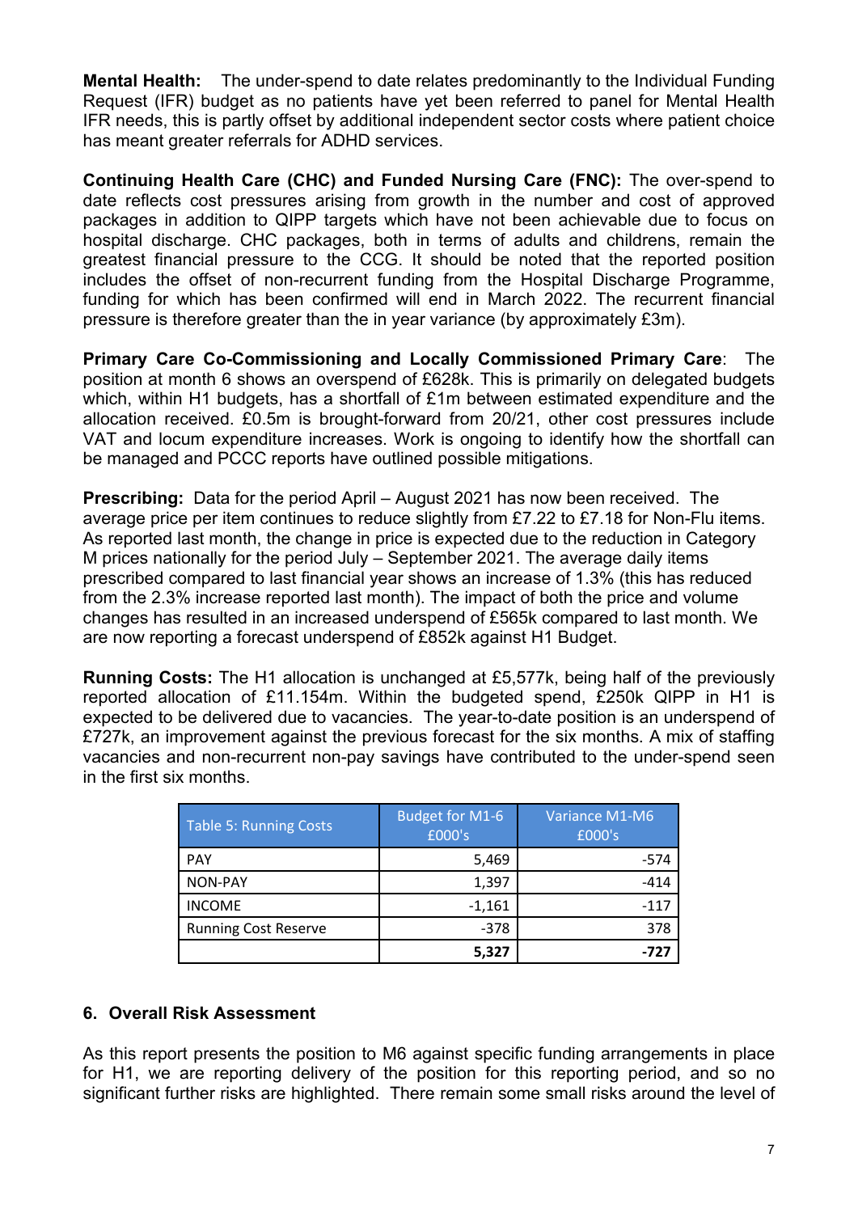**Mental Health:** The under-spend to date relates predominantly to the Individual Funding Request (IFR) budget as no patients have yet been referred to panel for Mental Health IFR needs, this is partly offset by additional independent sector costs where patient choice has meant greater referrals for ADHD services.

**Continuing Health Care (CHC) and Funded Nursing Care (FNC):** The over-spend to date reflects cost pressures arising from growth in the number and cost of approved packages in addition to QIPP targets which have not been achievable due to focus on hospital discharge. CHC packages, both in terms of adults and childrens, remain the greatest financial pressure to the CCG. It should be noted that the reported position includes the offset of non-recurrent funding from the Hospital Discharge Programme, funding for which has been confirmed will end in March 2022. The recurrent financial pressure is therefore greater than the in year variance (by approximately £3m).

**Primary Care Co-Commissioning and Locally Commissioned Primary Care**: The position at month 6 shows an overspend of £628k. This is primarily on delegated budgets which, within H1 budgets, has a shortfall of £1m between estimated expenditure and the allocation received. £0.5m is brought-forward from 20/21, other cost pressures include VAT and locum expenditure increases. Work is ongoing to identify how the shortfall can be managed and PCCC reports have outlined possible mitigations.

**Prescribing:** Data for the period April – August 2021 has now been received. The average price per item continues to reduce slightly from £7.22 to £7.18 for Non-Flu items. As reported last month, the change in price is expected due to the reduction in Category M prices nationally for the period July – September 2021. The average daily items prescribed compared to last financial year shows an increase of 1.3% (this has reduced from the 2.3% increase reported last month). The impact of both the price and volume changes has resulted in an increased underspend of £565k compared to last month. We are now reporting a forecast underspend of £852k against H1 Budget.

**Running Costs:** The H1 allocation is unchanged at £5,577k, being half of the previously reported allocation of £11.154m. Within the budgeted spend, £250k QIPP in H1 is expected to be delivered due to vacancies. The year-to-date position is an underspend of £727k, an improvement against the previous forecast for the six months. A mix of staffing vacancies and non-recurrent non-pay savings have contributed to the under-spend seen in the first six months.

| Table 5: Running Costs | Budget for M1-6 £000's | Variance M1-M6 £000's |
|---|---|---|
| PAY | 5,469 | -574 |
| NON-PAY | 1,397 | -414 |
| INCOME | -1,161 | -117 |
| Running Cost Reserve | -378 | 378 |
| | **5,327** | **-727** |

## 6. Overall Risk Assessment

As this report presents the position to M6 against specific funding arrangements in place for H1, we are reporting delivery of the position for this reporting period, and so no significant further risks are highlighted. There remain some small risks around the level of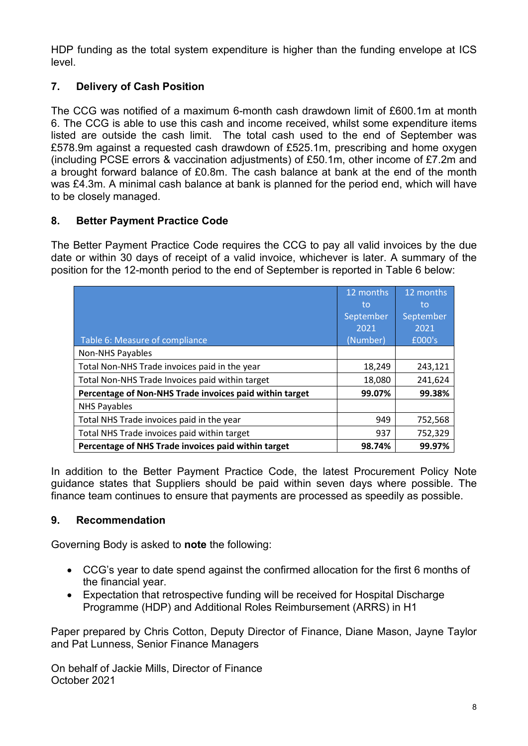HDP funding as the total system expenditure is higher than the funding envelope at ICS level.

## 7. Delivery of Cash Position

The CCG was notified of a maximum 6-month cash drawdown limit of £600.1m at month 6. The CCG is able to use this cash and income received, whilst some expenditure items listed are outside the cash limit. The total cash used to the end of September was £578.9m against a requested cash drawdown of £525.1m, prescribing and home oxygen (including PCSE errors & vaccination adjustments) of £50.1m, other income of £7.2m and a brought forward balance of £0.8m. The cash balance at bank at the end of the month was £4.3m. A minimal cash balance at bank is planned for the period end, which will have to be closely managed.

## 8. Better Payment Practice Code

The Better Payment Practice Code requires the CCG to pay all valid invoices by the due date or within 30 days of receipt of a valid invoice, whichever is later. A summary of the position for the 12-month period to the end of September is reported in Table 6 below:

| Table 6: Measure of compliance | 12 months to September 2021 (Number) | 12 months to September 2021 £000's |
|---|---|---|
| Non-NHS Payables | | |
| Total Non-NHS Trade invoices paid in the year | 18,249 | 243,121 |
| Total Non-NHS Trade Invoices paid within target | 18,080 | 241,624 |
| **Percentage of Non-NHS Trade invoices paid within target** | **99.07%** | **99.38%** |
| NHS Payables | | |
| Total NHS Trade invoices paid in the year | 949 | 752,568 |
| Total NHS Trade invoices paid within target | 937 | 752,329 |
| **Percentage of NHS Trade invoices paid within target** | **98.74%** | **99.97%** |

In addition to the Better Payment Practice Code, the latest Procurement Policy Note guidance states that Suppliers should be paid within seven days where possible. The finance team continues to ensure that payments are processed as speedily as possible.

## 9. Recommendation

Governing Body is asked to **note** the following:

- CCG's year to date spend against the confirmed allocation for the first 6 months of the financial year.
- Expectation that retrospective funding will be received for Hospital Discharge Programme (HDP) and Additional Roles Reimbursement (ARRS) in H1

Paper prepared by Chris Cotton, Deputy Director of Finance, Diane Mason, Jayne Taylor and Pat Lunness, Senior Finance Managers

On behalf of Jackie Mills, Director of Finance
October 2021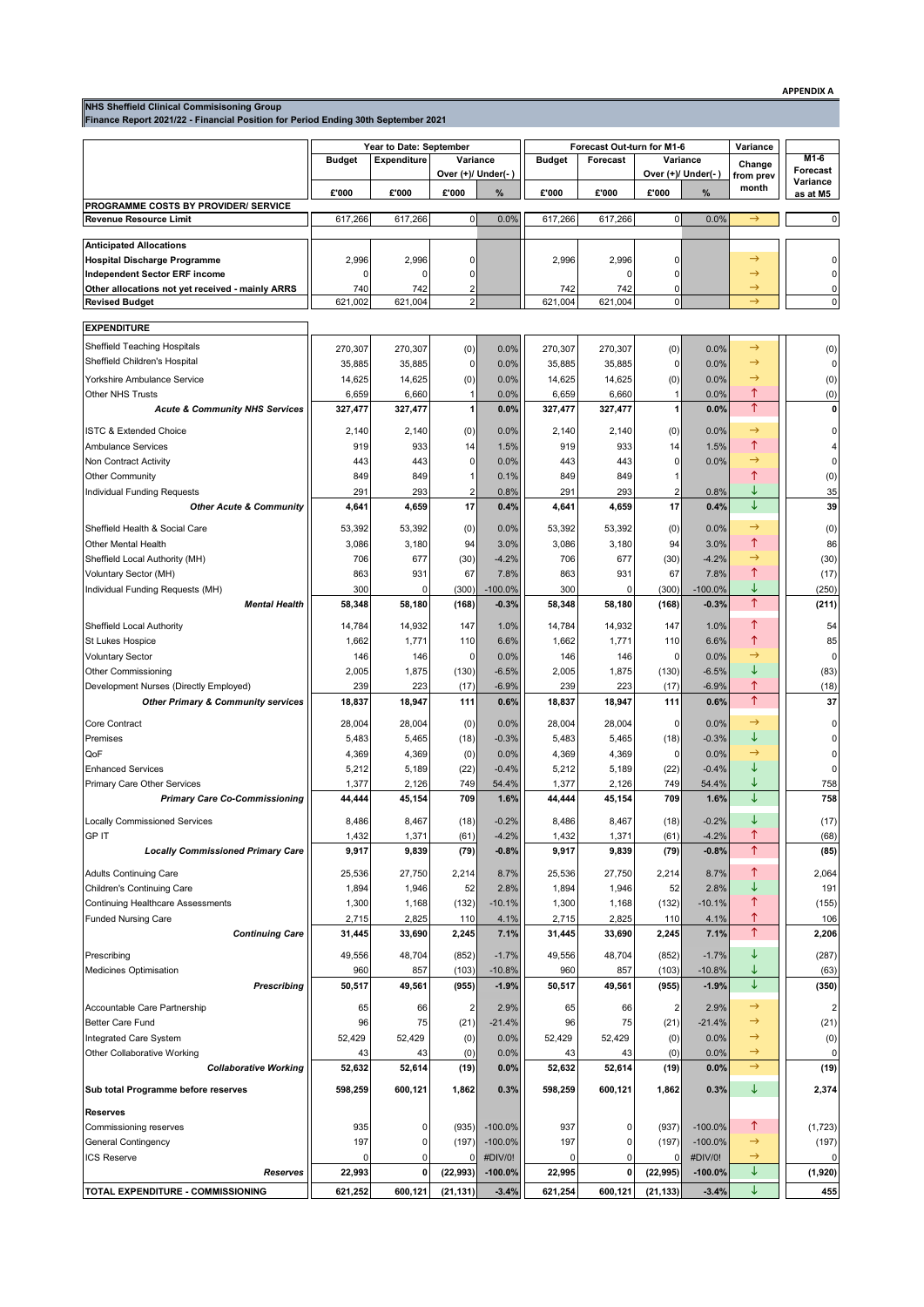**APPENDIX A**

**NHS Sheffield Clinical Commisisoning Group**
**Finance Report 2021/22 - Financial Position for Period Ending 30th September 2021**

| | Year to Date: September | | | | Forecast Out-turn for M1-6 | | | | Variance | |
|---|---|---|---|---|---|---|---|---|---|---|
| | Budget | Expenditure | Variance Over (+)/ Under(-) | | Budget | Forecast | Variance Over (+)/ Under(-) | | Change from prev month | M1-6 Forecast Variance as at M5 |
| | £'000 | £'000 | £'000 | % | £'000 | £'000 | £'000 | % | | |
| **PROGRAMME COSTS BY PROVIDER/ SERVICE** | | | | | | | | | | |
| **Revenue Resource Limit** | 617,266 | 617,266 | 0 | 0.0% | 617,266 | 617,266 | 0 | 0.0% | → | 0 |
| | | | | | | | | | | |
| **Anticipated Allocations** | | | | | | | | | | |
| **Hospital Discharge Programme** | 2,996 | 2,996 | 0 | | 2,996 | 2,996 | 0 | | → | 0 |
| **Independent Sector ERF income** | 0 | 0 | 0 | | | 0 | 0 | | → | 0 |
| **Other allocations not yet received - mainly ARRS** | 740 | 742 | 2 | | 742 | 742 | 0 | | → | 0 |
| **Revised Budget** | 621,002 | 621,004 | 2 | | 621,004 | 621,004 | 0 | | → | 0 |
| | | | | | | | | | | |
| **EXPENDITURE** | | | | | | | | | | |
| Sheffield Teaching Hospitals | 270,307 | 270,307 | (0) | 0.0% | 270,307 | 270,307 | (0) | 0.0% | → | (0) |
| Sheffield Children's Hospital | 35,885 | 35,885 | 0 | 0.0% | 35,885 | 35,885 | 0 | 0.0% | → | 0 |
| Yorkshire Ambulance Service | 14,625 | 14,625 | (0) | 0.0% | 14,625 | 14,625 | (0) | 0.0% | → | (0) |
| Other NHS Trusts | 6,659 | 6,660 | 1 | 0.0% | 6,659 | 6,660 | 1 | 0.0% | ↑ | (0) |
| ***Acute & Community NHS Services*** | **327,477** | **327,477** | **1** | **0.0%** | **327,477** | **327,477** | **1** | **0.0%** | ↑ | **0** |
| ISTC & Extended Choice | 2,140 | 2,140 | (0) | 0.0% | 2,140 | 2,140 | (0) | 0.0% | → | 0 |
| Ambulance Services | 919 | 933 | 14 | 1.5% | 919 | 933 | 14 | 1.5% | ↑ | 4 |
| Non Contract Activity | 443 | 443 | 0 | 0.0% | 443 | 443 | 0 | 0.0% | → | 0 |
| Other Community | 849 | 849 | 1 | 0.1% | 849 | 849 | 1 | | ↑ | (0) |
| Individual Funding Requests | 291 | 293 | 2 | 0.8% | 291 | 293 | 2 | 0.8% | ↓ | 35 |
| ***Other Acute & Community*** | **4,641** | **4,659** | **17** | **0.4%** | **4,641** | **4,659** | **17** | **0.4%** | ↓ | **39** |
| Sheffield Health & Social Care | 53,392 | 53,392 | (0) | 0.0% | 53,392 | 53,392 | (0) | 0.0% | → | (0) |
| Other Mental Health | 3,086 | 3,180 | 94 | 3.0% | 3,086 | 3,180 | 94 | 3.0% | ↑ | 86 |
| Sheffield Local Authority (MH) | 706 | 677 | (30) | -4.2% | 706 | 677 | (30) | -4.2% | → | (30) |
| Voluntary Sector (MH) | 863 | 931 | 67 | 7.8% | 863 | 931 | 67 | 7.8% | ↑ | (17) |
| Individual Funding Requests (MH) | 300 | 0 | (300) | -100.0% | 300 | 0 | (300) | -100.0% | ↓ | (250) |
| ***Mental Health*** | **58,348** | **58,180** | **(168)** | **-0.3%** | **58,348** | **58,180** | **(168)** | **-0.3%** | ↑ | **(211)** |
| Sheffield Local Authority | 14,784 | 14,932 | 147 | 1.0% | 14,784 | 14,932 | 147 | 1.0% | ↑ | 54 |
| St Lukes Hospice | 1,662 | 1,771 | 110 | 6.6% | 1,662 | 1,771 | 110 | 6.6% | ↑ | 85 |
| Voluntary Sector | 146 | 146 | 0 | 0.0% | 146 | 146 | 0 | 0.0% | → | 0 |
| Other Commissioning | 2,005 | 1,875 | (130) | -6.5% | 2,005 | 1,875 | (130) | -6.5% | ↓ | (83) |
| Development Nurses (Directly Employed) | 239 | 223 | (17) | -6.9% | 239 | 223 | (17) | -6.9% | ↑ | (18) |
| ***Other Primary & Community services*** | **18,837** | **18,947** | **111** | **0.6%** | **18,837** | **18,947** | **111** | **0.6%** | ↑ | **37** |
| Core Contract | 28,004 | 28,004 | (0) | 0.0% | 28,004 | 28,004 | 0 | 0.0% | → | 0 |
| Premises | 5,483 | 5,465 | (18) | -0.3% | 5,483 | 5,465 | (18) | -0.3% | ↓ | 0 |
| QoF | 4,369 | 4,369 | (0) | 0.0% | 4,369 | 4,369 | 0 | 0.0% | → | 0 |
| Enhanced Services | 5,212 | 5,189 | (22) | -0.4% | 5,212 | 5,189 | (22) | -0.4% | ↓ | 0 |
| Primary Care Other Services | 1,377 | 2,126 | 749 | 54.4% | 1,377 | 2,126 | 749 | 54.4% | ↓ | 758 |
| ***Primary Care Co-Commissioning*** | **44,444** | **45,154** | **709** | **1.6%** | **44,444** | **45,154** | **709** | **1.6%** | ↓ | **758** |
| Locally Commissioned Services | 8,486 | 8,467 | (18) | -0.2% | 8,486 | 8,467 | (18) | -0.2% | ↓ | (17) |
| GP IT | 1,432 | 1,371 | (61) | -4.2% | 1,432 | 1,371 | (61) | -4.2% | ↑ | (68) |
| ***Locally Commissioned Primary Care*** | **9,917** | **9,839** | **(79)** | **-0.8%** | **9,917** | **9,839** | **(79)** | **-0.8%** | ↑ | **(85)** |
| Adults Continuing Care | 25,536 | 27,750 | 2,214 | 8.7% | 25,536 | 27,750 | 2,214 | 8.7% | ↑ | 2,064 |
| Children's Continuing Care | 1,894 | 1,946 | 52 | 2.8% | 1,894 | 1,946 | 52 | 2.8% | ↓ | 191 |
| Continuing Healthcare Assessments | 1,300 | 1,168 | (132) | -10.1% | 1,300 | 1,168 | (132) | -10.1% | ↑ | (155) |
| Funded Nursing Care | 2,715 | 2,825 | 110 | 4.1% | 2,715 | 2,825 | 110 | 4.1% | ↑ | 106 |
| ***Continuing Care*** | **31,445** | **33,690** | **2,245** | **7.1%** | **31,445** | **33,690** | **2,245** | **7.1%** | ↑ | **2,206** |
| Prescribing | 49,556 | 48,704 | (852) | -1.7% | 49,556 | 48,704 | (852) | -1.7% | ↓ | (287) |
| Medicines Optimisation | 960 | 857 | (103) | -10.8% | 960 | 857 | (103) | -10.8% | ↓ | (63) |
| ***Prescribing*** | **50,517** | **49,561** | **(955)** | **-1.9%** | **50,517** | **49,561** | **(955)** | **-1.9%** | ↓ | **(350)** |
| Accountable Care Partnership | 65 | 66 | 2 | 2.9% | 65 | 66 | 2 | 2.9% | → | 2 |
| Better Care Fund | 96 | 75 | (21) | -21.4% | 96 | 75 | (21) | -21.4% | → | (21) |
| Integrated Care System | 52,429 | 52,429 | (0) | 0.0% | 52,429 | 52,429 | (0) | 0.0% | → | (0) |
| Other Collaborative Working | 43 | 43 | (0) | 0.0% | 43 | 43 | (0) | 0.0% | → | 0 |
| ***Collaborative Working*** | **52,632** | **52,614** | **(19)** | **0.0%** | **52,632** | **52,614** | **(19)** | **0.0%** | → | **(19)** |
| **Sub total Programme before reserves** | **598,259** | **600,121** | **1,862** | **0.3%** | **598,259** | **600,121** | **1,862** | **0.3%** | ↓ | **2,374** |
| **Reserves** | | | | | | | | | | |
| Commissioning reserves | 935 | 0 | (935) | -100.0% | 937 | 0 | (937) | -100.0% | ↑ | (1,723) |
| General Contingency | 197 | 0 | (197) | -100.0% | 197 | 0 | (197) | -100.0% | → | (197) |
| ICS Reserve | 0 | 0 | 0 | #DIV/0! | 0 | 0 | 0 | #DIV/0! | → | 0 |
| ***Reserves*** | **22,993** | **0** | **(22,993)** | **-100.0%** | **22,995** | **0** | **(22,995)** | **-100.0%** | ↓ | **(1,920)** |
| **TOTAL EXPENDITURE - COMMISSIONING** | **621,252** | **600,121** | **(21,131)** | **-3.4%** | **621,254** | **600,121** | **(21,133)** | **-3.4%** | ↓ | **455** |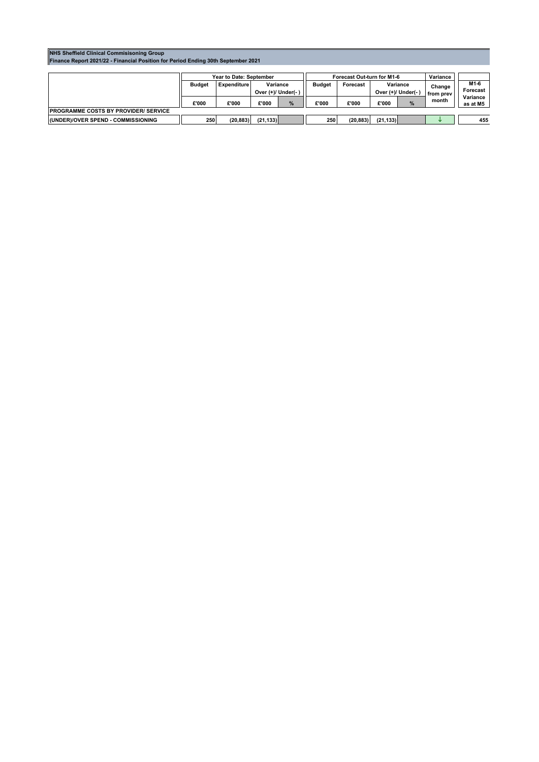**NHS Sheffield Clinical Commisisoning Group**
**Finance Report 2021/22 - Financial Position for Period Ending 30th September 2021**

| | Year to Date: September | | | | Forecast Out-turn for M1-6 | | | | Variance | |
|---|---|---|---|---|---|---|---|---|---|---|
| | Budget | Expenditure | Variance Over (+)/ Under(- ) | | Budget | Forecast | Variance Over (+)/ Under(- ) | | Change from prev month | M1-6 Forecast Variance as at M5 |
| | £'000 | £'000 | £'000 | % | £'000 | £'000 | £'000 | % | | |
| **PROGRAMME COSTS BY PROVIDER/ SERVICE** | | | | | | | | | | |
| **(UNDER)/OVER SPEND - COMMISSIONING** | 250 | (20,883) | (21,133) | | 250 | (20,883) | (21,133) | | ↓ | 455 |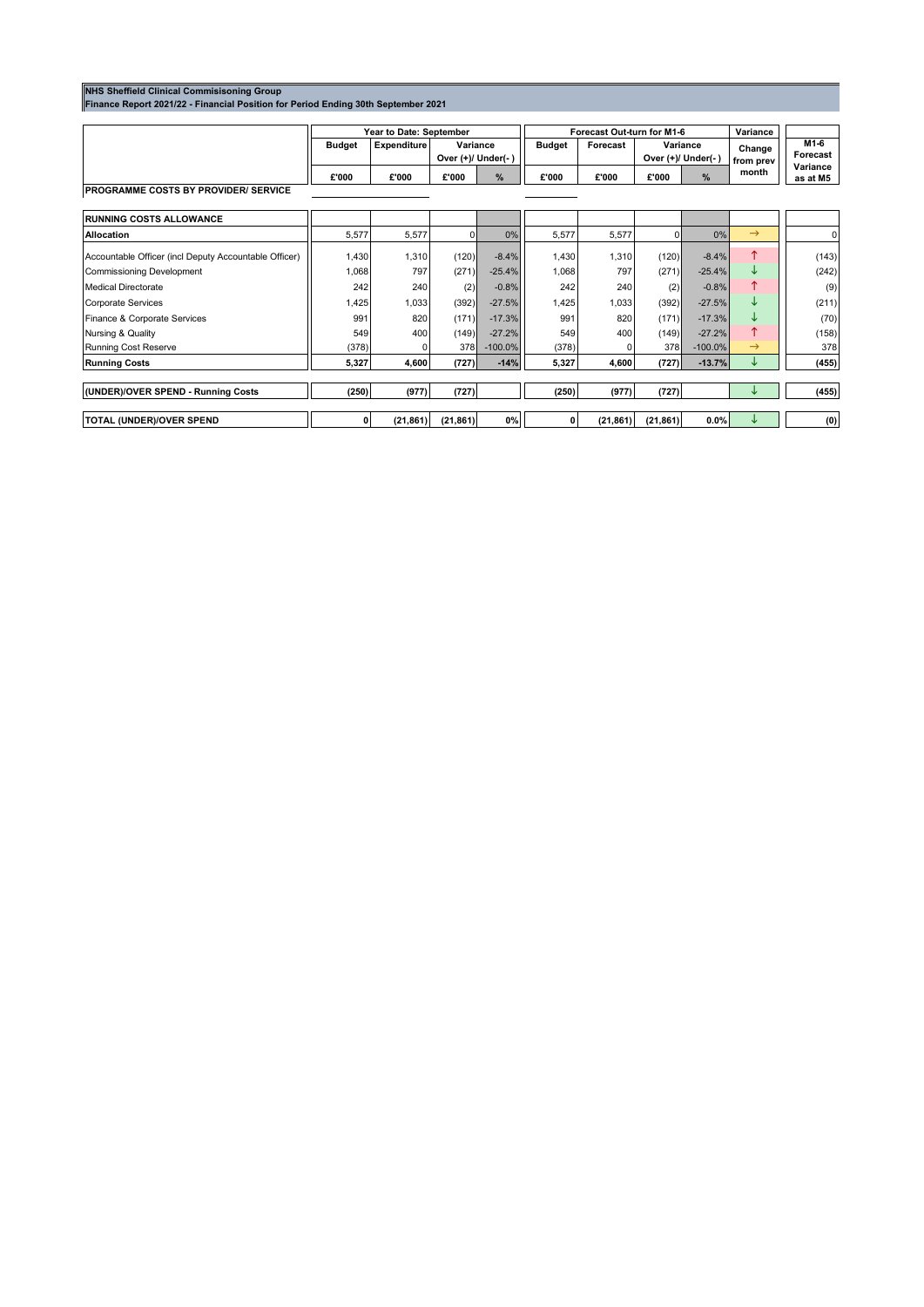**NHS Sheffield Clinical Commisisoning Group**
**Finance Report 2021/22 - Financial Position for Period Ending 30th September 2021**

| | Year to Date: September | | | | Forecast Out-turn for M1-6 | | | | Variance | |
|---|---|---|---|---|---|---|---|---|---|---|
| | Budget | Expenditure | Variance Over (+)/ Under(- ) | | Budget | Forecast | Variance Over (+)/ Under(- ) | | Change from prev month | M1-6 Forecast Variance as at M5 |
| | £'000 | £'000 | £'000 | % | £'000 | £'000 | £'000 | % | | |
| **PROGRAMME COSTS BY PROVIDER/ SERVICE** | | | | | | | | | | |
| **RUNNING COSTS ALLOWANCE** | | | | | | | | | | |
| **Allocation** | 5,577 | 5,577 | 0 | 0% | 5,577 | 5,577 | 0 | 0% | → | 0 |
| Accountable Officer (incl Deputy Accountable Officer) | 1,430 | 1,310 | (120) | -8.4% | 1,430 | 1,310 | (120) | -8.4% | ↑ | (143) |
| Commissioning Development | 1,068 | 797 | (271) | -25.4% | 1,068 | 797 | (271) | -25.4% | ↓ | (242) |
| Medical Directorate | 242 | 240 | (2) | -0.8% | 242 | 240 | (2) | -0.8% | ↑ | (9) |
| Corporate Services | 1,425 | 1,033 | (392) | -27.5% | 1,425 | 1,033 | (392) | -27.5% | ↓ | (211) |
| Finance & Corporate Services | 991 | 820 | (171) | -17.3% | 991 | 820 | (171) | -17.3% | ↓ | (70) |
| Nursing & Quality | 549 | 400 | (149) | -27.2% | 549 | 400 | (149) | -27.2% | ↑ | (158) |
| Running Cost Reserve | (378) | 0 | 378 | -100.0% | (378) | 0 | 378 | -100.0% | → | 378 |
| **Running Costs** | **5,327** | **4,600** | **(727)** | **-14%** | **5,327** | **4,600** | **(727)** | **-13.7%** | ↓ | **(455)** |
| **(UNDER)/OVER SPEND - Running Costs** | **(250)** | **(977)** | **(727)** | | **(250)** | **(977)** | **(727)** | | ↓ | **(455)** |
| **TOTAL (UNDER)/OVER SPEND** | **0** | **(21,861)** | **(21,861)** | **0%** | **0** | **(21,861)** | **(21,861)** | **0.0%** | ↓ | **(0)** |